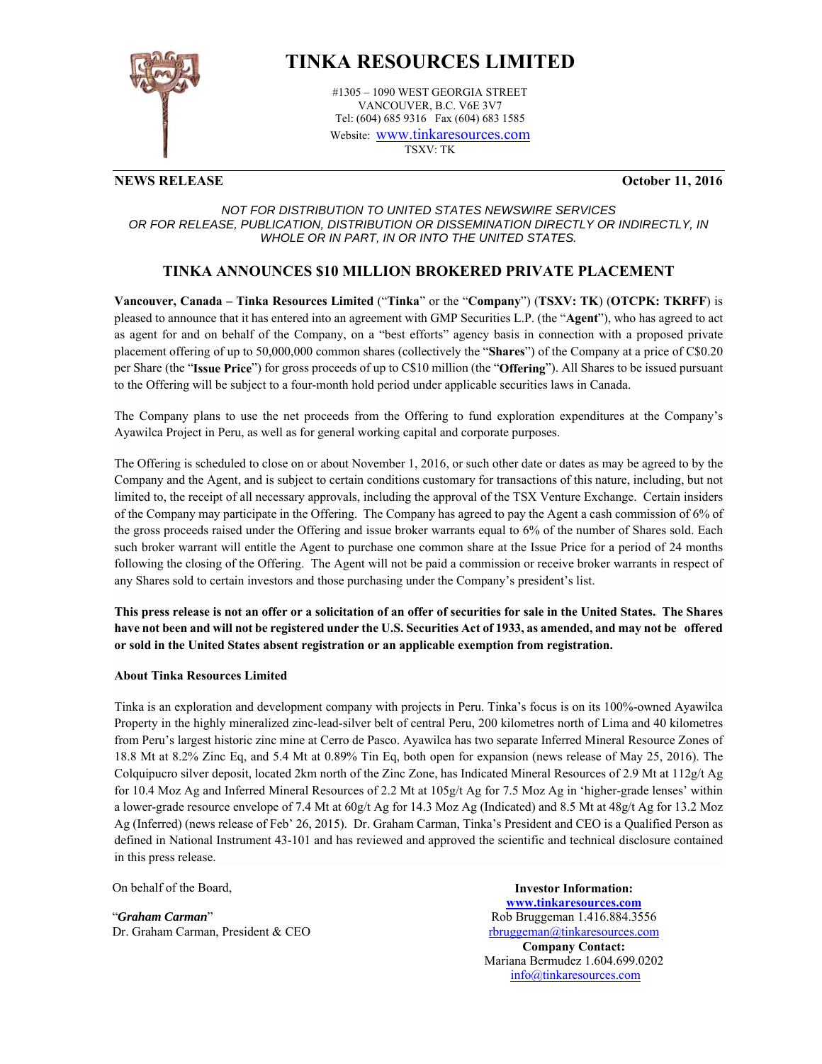# TINKA RESOURCES LIMITED

#1305 – 1090 WEST GEORGIA STREET
VANCOUVER, B.C. V6E 3V7
Tel: (604) 685 9316 Fax (604) 683 1585
Website: www.tinkaresources.com
TSXV: TK

**NEWS RELEASE** **October 11, 2016**

*NOT FOR DISTRIBUTION TO UNITED STATES NEWSWIRE SERVICES OR FOR RELEASE, PUBLICATION, DISTRIBUTION OR DISSEMINATION DIRECTLY OR INDIRECTLY, IN WHOLE OR IN PART, IN OR INTO THE UNITED STATES.*

## TINKA ANNOUNCES $10 MILLION BROKERED PRIVATE PLACEMENT

**Vancouver, Canada – Tinka Resources Limited** ("**Tinka**" or the "**Company**") (**TSXV: TK**) (**OTCPK: TKRFF**) is pleased to announce that it has entered into an agreement with GMP Securities L.P. (the "**Agent**"), who has agreed to act as agent for and on behalf of the Company, on a "best efforts" agency basis in connection with a proposed private placement offering of up to 50,000,000 common shares (collectively the "**Shares**") of the Company at a price of C$0.20 per Share (the "**Issue Price**") for gross proceeds of up to C$10 million (the "**Offering**"). All Shares to be issued pursuant to the Offering will be subject to a four-month hold period under applicable securities laws in Canada.

The Company plans to use the net proceeds from the Offering to fund exploration expenditures at the Company's Ayawilca Project in Peru, as well as for general working capital and corporate purposes.

The Offering is scheduled to close on or about November 1, 2016, or such other date or dates as may be agreed to by the Company and the Agent, and is subject to certain conditions customary for transactions of this nature, including, but not limited to, the receipt of all necessary approvals, including the approval of the TSX Venture Exchange. Certain insiders of the Company may participate in the Offering. The Company has agreed to pay the Agent a cash commission of 6% of the gross proceeds raised under the Offering and issue broker warrants equal to 6% of the number of Shares sold. Each such broker warrant will entitle the Agent to purchase one common share at the Issue Price for a period of 24 months following the closing of the Offering. The Agent will not be paid a commission or receive broker warrants in respect of any Shares sold to certain investors and those purchasing under the Company's president's list.

**This press release is not an offer or a solicitation of an offer of securities for sale in the United States. The Shares have not been and will not be registered under the U.S. Securities Act of 1933, as amended, and may not be offered or sold in the United States absent registration or an applicable exemption from registration.**

**About Tinka Resources Limited**

Tinka is an exploration and development company with projects in Peru. Tinka's focus is on its 100%-owned Ayawilca Property in the highly mineralized zinc-lead-silver belt of central Peru, 200 kilometres north of Lima and 40 kilometres from Peru's largest historic zinc mine at Cerro de Pasco. Ayawilca has two separate Inferred Mineral Resource Zones of 18.8 Mt at 8.2% Zinc Eq, and 5.4 Mt at 0.89% Tin Eq, both open for expansion (news release of May 25, 2016). The Colquipucro silver deposit, located 2km north of the Zinc Zone, has Indicated Mineral Resources of 2.9 Mt at 112g/t Ag for 10.4 Moz Ag and Inferred Mineral Resources of 2.2 Mt at 105g/t Ag for 7.5 Moz Ag in 'higher-grade lenses' within a lower-grade resource envelope of 7.4 Mt at 60g/t Ag for 14.3 Moz Ag (Indicated) and 8.5 Mt at 48g/t Ag for 13.2 Moz Ag (Inferred) (news release of Feb' 26, 2015). Dr. Graham Carman, Tinka's President and CEO is a Qualified Person as defined in National Instrument 43-101 and has reviewed and approved the scientific and technical disclosure contained in this press release.

On behalf of the Board,

"***Graham Carman***"
Dr. Graham Carman, President & CEO

**Investor Information:**
**www.tinkaresources.com**
Rob Bruggeman 1.416.884.3556
rbruggeman@tinkaresources.com
**Company Contact:**
Mariana Bermudez 1.604.699.0202
info@tinkaresources.com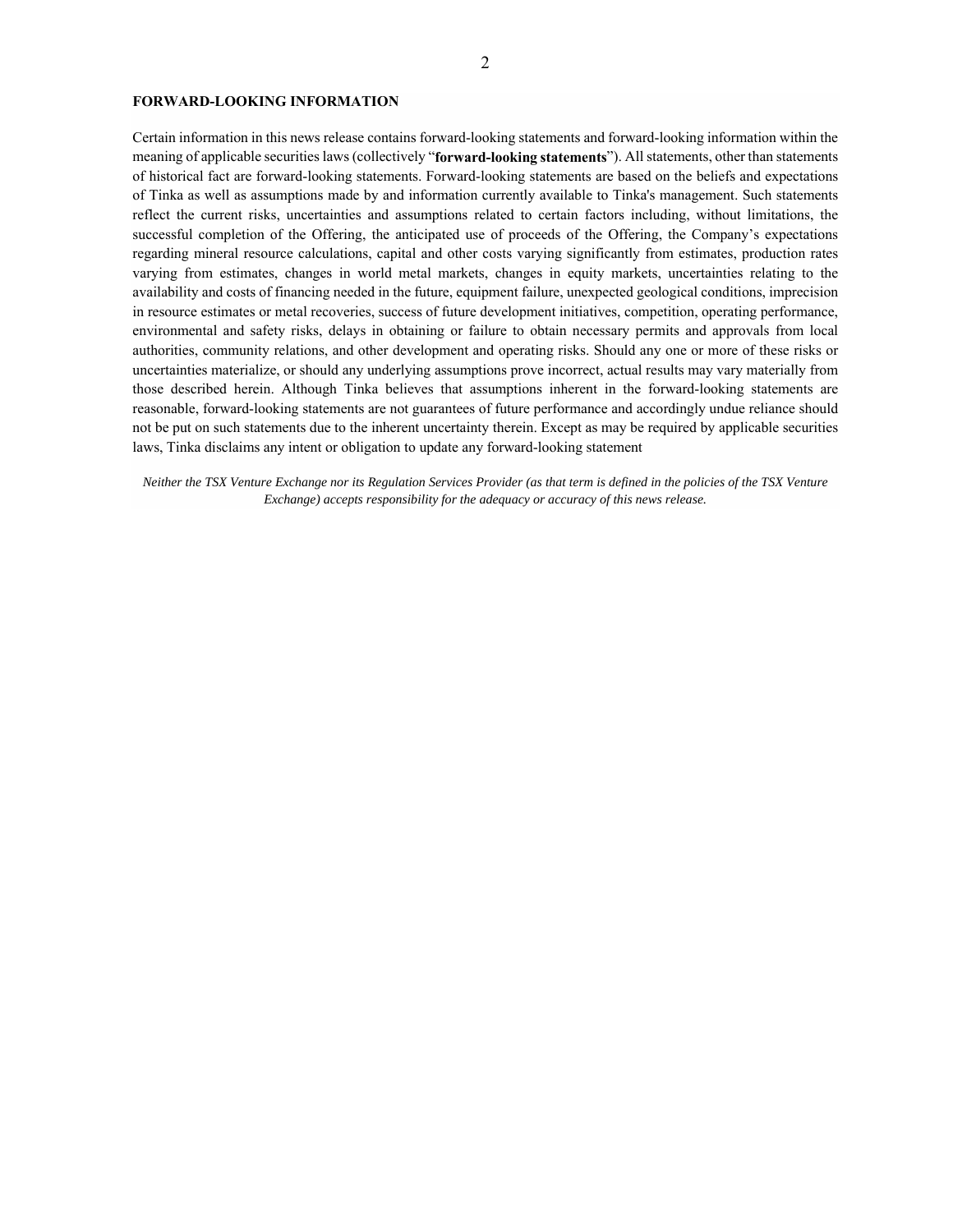## FORWARD-LOOKING INFORMATION

Certain information in this news release contains forward-looking statements and forward-looking information within the meaning of applicable securities laws (collectively "**forward-looking statements**"). All statements, other than statements of historical fact are forward-looking statements. Forward-looking statements are based on the beliefs and expectations of Tinka as well as assumptions made by and information currently available to Tinka's management. Such statements reflect the current risks, uncertainties and assumptions related to certain factors including, without limitations, the successful completion of the Offering, the anticipated use of proceeds of the Offering, the Company's expectations regarding mineral resource calculations, capital and other costs varying significantly from estimates, production rates varying from estimates, changes in world metal markets, changes in equity markets, uncertainties relating to the availability and costs of financing needed in the future, equipment failure, unexpected geological conditions, imprecision in resource estimates or metal recoveries, success of future development initiatives, competition, operating performance, environmental and safety risks, delays in obtaining or failure to obtain necessary permits and approvals from local authorities, community relations, and other development and operating risks. Should any one or more of these risks or uncertainties materialize, or should any underlying assumptions prove incorrect, actual results may vary materially from those described herein. Although Tinka believes that assumptions inherent in the forward-looking statements are reasonable, forward-looking statements are not guarantees of future performance and accordingly undue reliance should not be put on such statements due to the inherent uncertainty therein. Except as may be required by applicable securities laws, Tinka disclaims any intent or obligation to update any forward-looking statement

*Neither the TSX Venture Exchange nor its Regulation Services Provider (as that term is defined in the policies of the TSX Venture Exchange) accepts responsibility for the adequacy or accuracy of this news release.*